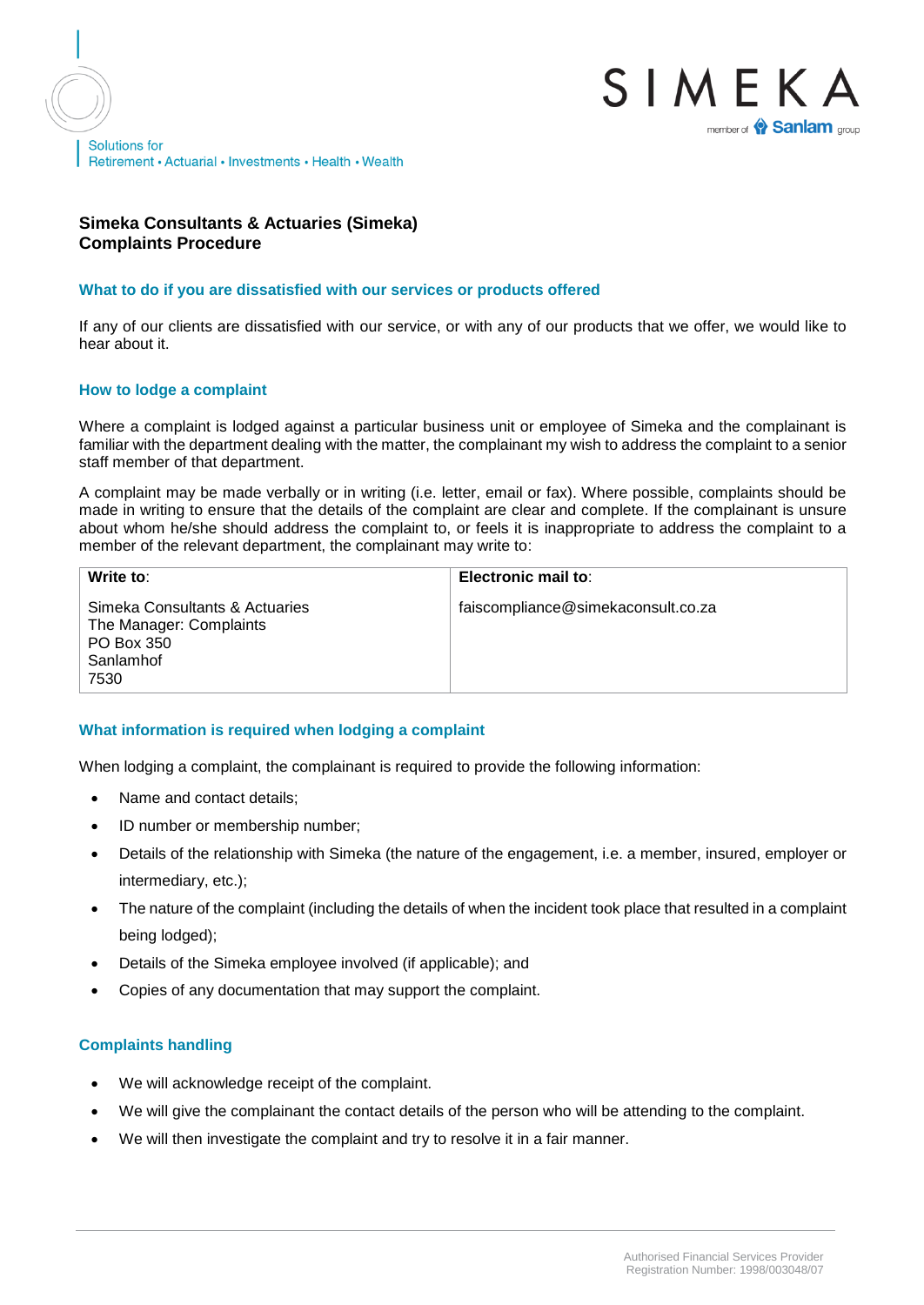Solutions for
Retirement • Actuarial • Investments • Health • Wealth

SIMEKA
member of Sanlam group

# Simeka Consultants & Actuaries (Simeka)
# Complaints Procedure

## What to do if you are dissatisfied with our services or products offered

If any of our clients are dissatisfied with our service, or with any of our products that we offer, we would like to hear about it.

## How to lodge a complaint

Where a complaint is lodged against a particular business unit or employee of Simeka and the complainant is familiar with the department dealing with the matter, the complainant my wish to address the complaint to a senior staff member of that department.

A complaint may be made verbally or in writing (i.e. letter, email or fax). Where possible, complaints should be made in writing to ensure that the details of the complaint are clear and complete. If the complainant is unsure about whom he/she should address the complaint to, or feels it is inappropriate to address the complaint to a member of the relevant department, the complainant may write to:

| **Write to**: | **Electronic mail to**: |
|---|---|
| Simeka Consultants & Actuaries<br>The Manager: Complaints<br>PO Box 350<br>Sanlamhof<br>7530 | faiscompliance@simekaconsult.co.za |

## What information is required when lodging a complaint

When lodging a complaint, the complainant is required to provide the following information:

- Name and contact details;
- ID number or membership number;
- Details of the relationship with Simeka (the nature of the engagement, i.e. a member, insured, employer or intermediary, etc.);
- The nature of the complaint (including the details of when the incident took place that resulted in a complaint being lodged);
- Details of the Simeka employee involved (if applicable); and
- Copies of any documentation that may support the complaint.

## Complaints handling

- We will acknowledge receipt of the complaint.
- We will give the complainant the contact details of the person who will be attending to the complaint.
- We will then investigate the complaint and try to resolve it in a fair manner.

Authorised Financial Services Provider
Registration Number: 1998/003048/07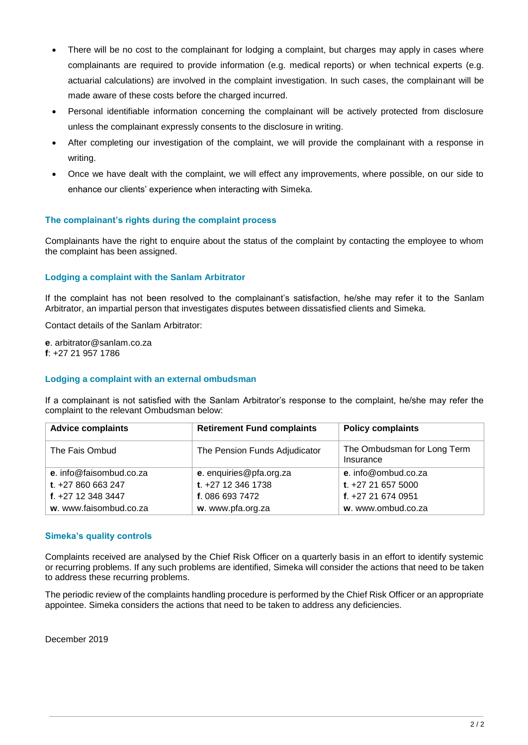- There will be no cost to the complainant for lodging a complaint, but charges may apply in cases where complainants are required to provide information (e.g. medical reports) or when technical experts (e.g. actuarial calculations) are involved in the complaint investigation. In such cases, the complainant will be made aware of these costs before the charged incurred.
- Personal identifiable information concerning the complainant will be actively protected from disclosure unless the complainant expressly consents to the disclosure in writing.
- After completing our investigation of the complaint, we will provide the complainant with a response in writing.
- Once we have dealt with the complaint, we will effect any improvements, where possible, on our side to enhance our clients' experience when interacting with Simeka.

### The complainant's rights during the complaint process

Complainants have the right to enquire about the status of the complaint by contacting the employee to whom the complaint has been assigned.

### Lodging a complaint with the Sanlam Arbitrator

If the complaint has not been resolved to the complainant's satisfaction, he/she may refer it to the Sanlam Arbitrator, an impartial person that investigates disputes between dissatisfied clients and Simeka.

Contact details of the Sanlam Arbitrator:

**e**. arbitrator@sanlam.co.za  
**f**: +27 21 957 1786

### Lodging a complaint with an external ombudsman

If a complainant is not satisfied with the Sanlam Arbitrator's response to the complaint, he/she may refer the complaint to the relevant Ombudsman below:

| Advice complaints | Retirement Fund complaints | Policy complaints |
|---|---|---|
| The Fais Ombud | The Pension Funds Adjudicator | The Ombudsman for Long Term Insurance |
| **e**. info@faisombud.co.za<br>**t**. +27 860 663 247<br>**f**. +27 12 348 3447<br>**w**. www.faisombud.co.za | **e**. enquiries@pfa.org.za<br>**t**. +27 12 346 1738<br>**f**. 086 693 7472<br>**w**. www.pfa.org.za | **e**. info@ombud.co.za<br>**t**. +27 21 657 5000<br>**f**. +27 21 674 0951<br>**w**. www.ombud.co.za |

### Simeka's quality controls

Complaints received are analysed by the Chief Risk Officer on a quarterly basis in an effort to identify systemic or recurring problems. If any such problems are identified, Simeka will consider the actions that need to be taken to address these recurring problems.

The periodic review of the complaints handling procedure is performed by the Chief Risk Officer or an appropriate appointee. Simeka considers the actions that need to be taken to address any deficiencies.

December 2019